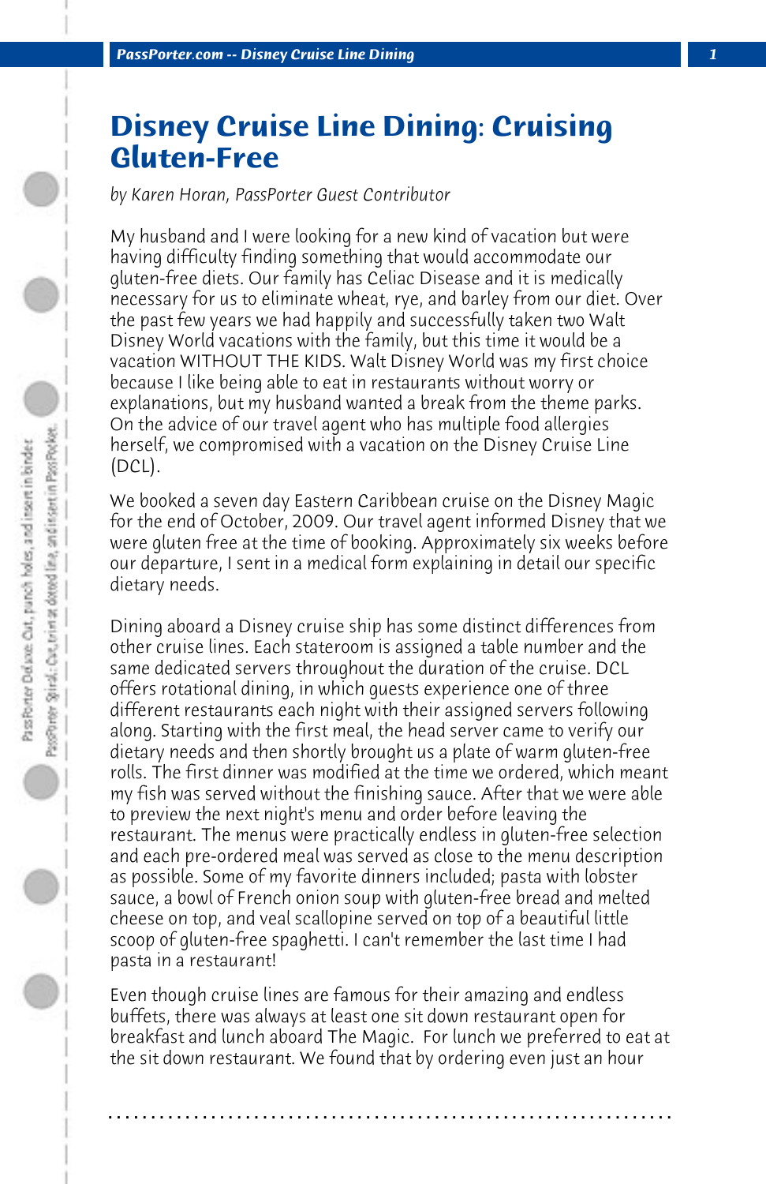# Disney Cruise Line Dining: Cruising Gluten-Free

*by Karen Horan, PassPorter Guest Contributor*

My husband and I were looking for a new kind of vacation but were having difficulty finding something that would accommodate our gluten-free diets. Our family has Celiac Disease and it is medically necessary for us to eliminate wheat, rye, and barley from our diet. Over the past few years we had happily and successfully taken two Walt Disney World vacations with the family, but this time it would be a vacation WITHOUT THE KIDS. Walt Disney World was my first choice because I like being able to eat in restaurants without worry or explanations, but my husband wanted a break from the theme parks. On the advice of our travel agent who has multiple food allergies herself, we compromised with a vacation on the Disney Cruise Line (DCL).

We booked a seven day Eastern Caribbean cruise on the Disney Magic for the end of October, 2009. Our travel agent informed Disney that we were gluten free at the time of booking. Approximately six weeks before our departure, I sent in a medical form explaining in detail our specific dietary needs.

Dining aboard a Disney cruise ship has some distinct differences from other cruise lines. Each stateroom is assigned a table number and the same dedicated servers throughout the duration of the cruise. DCL offers rotational dining, in which guests experience one of three different restaurants each night with their assigned servers following along. Starting with the first meal, the head server came to verify our dietary needs and then shortly brought us a plate of warm gluten-free rolls. The first dinner was modified at the time we ordered, which meant my fish was served without the finishing sauce. After that we were able to preview the next night's menu and order before leaving the restaurant. The menus were practically endless in gluten-free selection and each pre-ordered meal was served as close to the menu description as possible. Some of my favorite dinners included; pasta with lobster sauce, a bowl of French onion soup with gluten-free bread and melted cheese on top, and veal scallopine served on top of a beautiful little scoop of gluten-free spaghetti. I can't remember the last time I had pasta in a restaurant!

Even though cruise lines are famous for their amazing and endless buffets, there was always at least one sit down restaurant open for breakfast and lunch aboard The Magic. For lunch we preferred to eat at the sit down restaurant. We found that by ordering even just an hour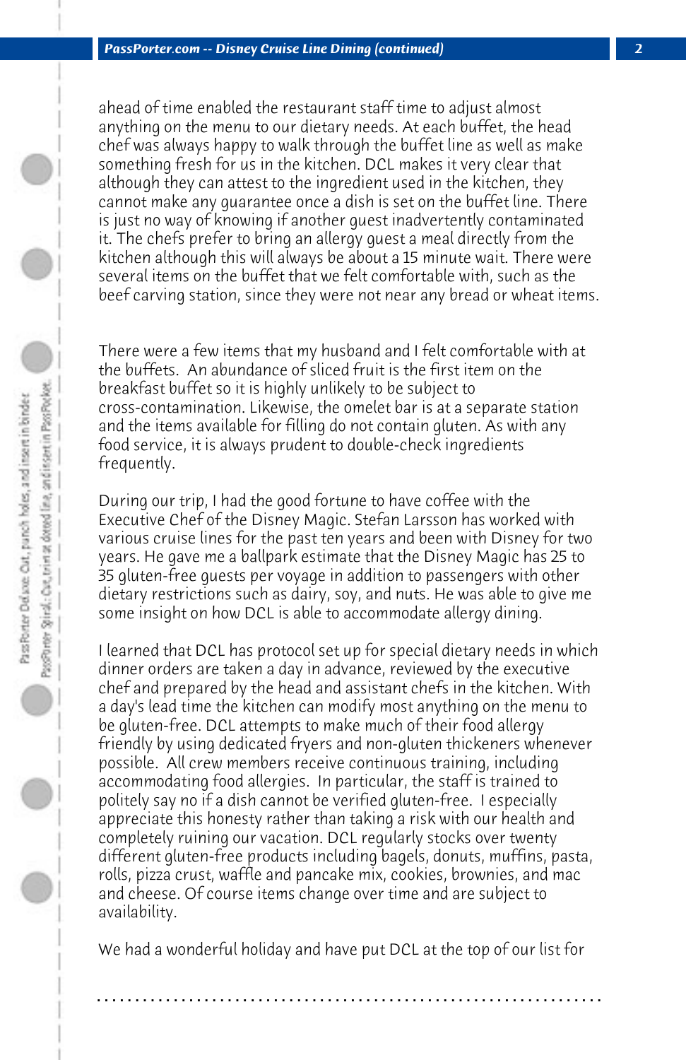ahead of time enabled the restaurant staff time to adjust almost anything on the menu to our dietary needs. At each buffet, the head chef was always happy to walk through the buffet line as well as make something fresh for us in the kitchen. DCL makes it very clear that although they can attest to the ingredient used in the kitchen, they cannot make any guarantee once a dish is set on the buffet line. There is just no way of knowing if another guest inadvertently contaminated it. The chefs prefer to bring an allergy guest a meal directly from the kitchen although this will always be about a 15 minute wait. There were several items on the buffet that we felt comfortable with, such as the beef carving station, since they were not near any bread or wheat items.

There were a few items that my husband and I felt comfortable with at the buffets. An abundance of sliced fruit is the first item on the breakfast buffet so it is highly unlikely to be subject to cross-contamination. Likewise, the omelet bar is at a separate station and the items available for filling do not contain gluten. As with any food service, it is always prudent to double-check ingredients frequently.

During our trip, I had the good fortune to have coffee with the Executive Chef of the Disney Magic. Stefan Larsson has worked with various cruise lines for the past ten years and been with Disney for two years. He gave me a ballpark estimate that the Disney Magic has 25 to 35 gluten-free guests per voyage in addition to passengers with other dietary restrictions such as dairy, soy, and nuts. He was able to give me some insight on how DCL is able to accommodate allergy dining.

I learned that DCL has protocol set up for special dietary needs in which dinner orders are taken a day in advance, reviewed by the executive chef and prepared by the head and assistant chefs in the kitchen. With a day's lead time the kitchen can modify most anything on the menu to be gluten-free. DCL attempts to make much of their food allergy friendly by using dedicated fryers and non-gluten thickeners whenever possible. All crew members receive continuous training, including accommodating food allergies. In particular, the staff is trained to politely say no if a dish cannot be verified gluten-free. I especially appreciate this honesty rather than taking a risk with our health and completely ruining our vacation. DCL regularly stocks over twenty different gluten-free products including bagels, donuts, muffins, pasta, rolls, pizza crust, waffle and pancake mix, cookies, brownies, and mac and cheese. Of course items change over time and are subject to availability.

We had a wonderful holiday and have put DCL at the top of our list for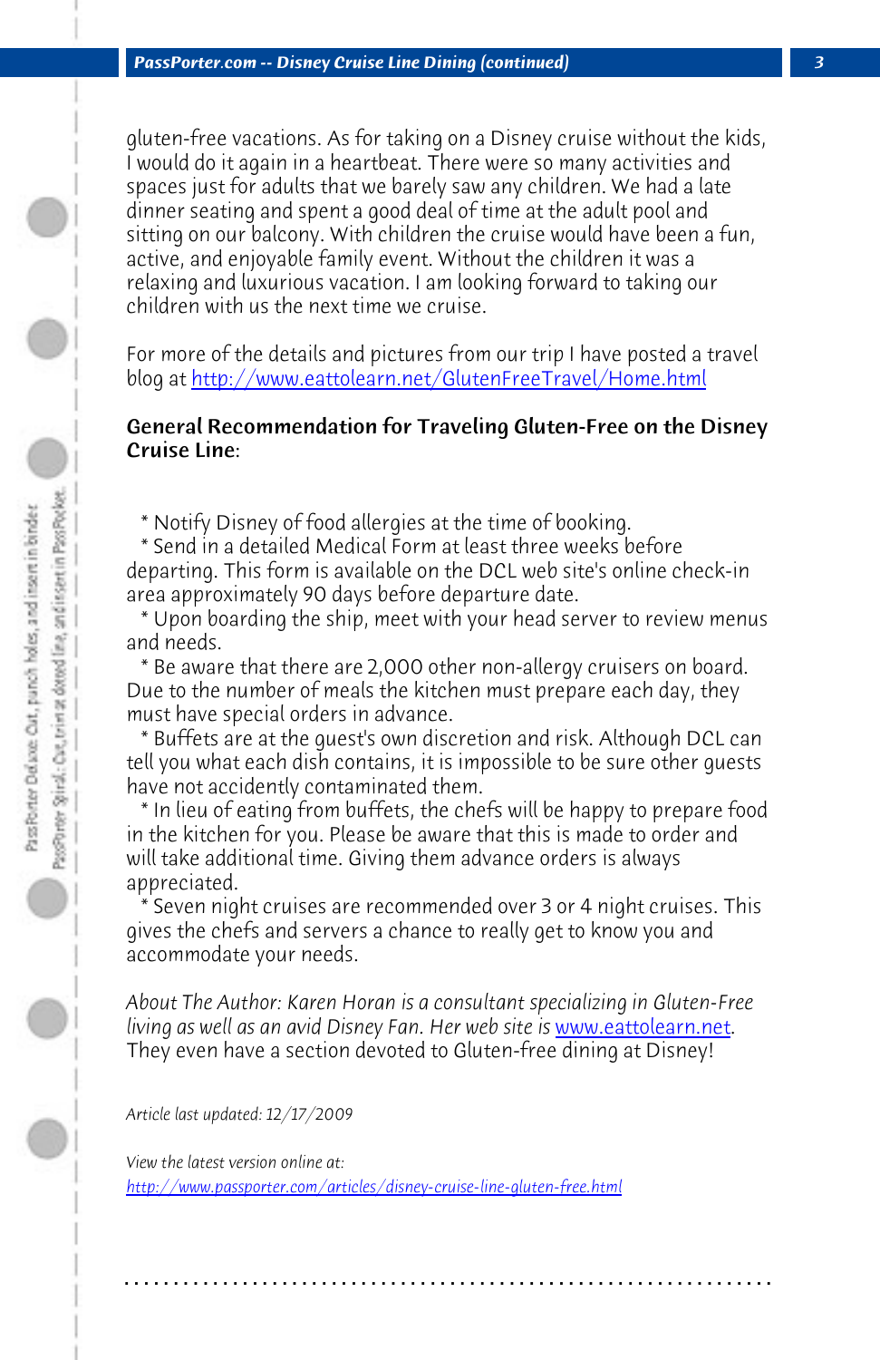gluten-free vacations. As for taking on a Disney cruise without the kids, I would do it again in a heartbeat. There were so many activities and spaces just for adults that we barely saw any children. We had a late dinner seating and spent a good deal of time at the adult pool and sitting on our balcony. With children the cruise would have been a fun, active, and enjoyable family event. Without the children it was a relaxing and luxurious vacation. I am looking forward to taking our children with us the next time we cruise.

For more of the details and pictures from our trip I have posted a travel blog at http://www.eattolearn.net/GlutenFreeTravel/Home.html

**General Recommendation for Traveling Gluten-Free on the Disney Cruise Line**:

* Notify Disney of food allergies at the time of booking.
* Send in a detailed Medical Form at least three weeks before departing. This form is available on the DCL web site's online check-in area approximately 90 days before departure date.
* Upon boarding the ship, meet with your head server to review menus and needs.
* Be aware that there are 2,000 other non-allergy cruisers on board. Due to the number of meals the kitchen must prepare each day, they must have special orders in advance.
* Buffets are at the guest's own discretion and risk. Although DCL can tell you what each dish contains, it is impossible to be sure other guests have not accidently contaminated them.
* In lieu of eating from buffets, the chefs will be happy to prepare food in the kitchen for you. Please be aware that this is made to order and will take additional time. Giving them advance orders is always appreciated.
* Seven night cruises are recommended over 3 or 4 night cruises. This gives the chefs and servers a chance to really get to know you and accommodate your needs.

*About The Author: Karen Horan is a consultant specializing in Gluten-Free living as well as an avid Disney Fan. Her web site is* www.eattolearn.net. They even have a section devoted to Gluten-free dining at Disney!

*Article last updated: 12/17/2009*

*View the latest version online at:*
http://www.passporter.com/articles/disney-cruise-line-gluten-free.html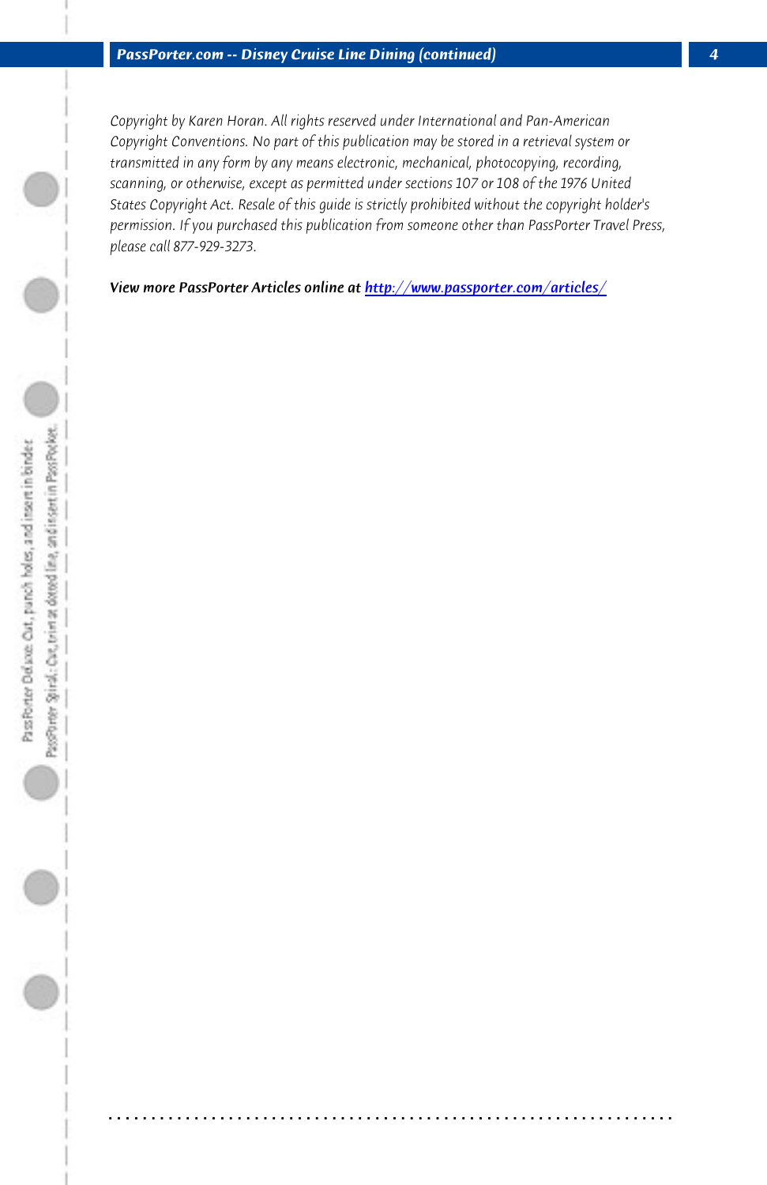*Copyright by Karen Horan. All rights reserved under International and Pan-American Copyright Conventions. No part of this publication may be stored in a retrieval system or transmitted in any form by any means electronic, mechanical, photocopying, recording, scanning, or otherwise, except as permitted under sections 107 or 108 of the 1976 United States Copyright Act. Resale of this guide is strictly prohibited without the copyright holder's permission. If you purchased this publication from someone other than PassPorter Travel Press, please call 877-929-3273.*

***View more PassPorter Articles online at [http://www.passporter.com/articles/](http://www.passporter.com/articles/)***